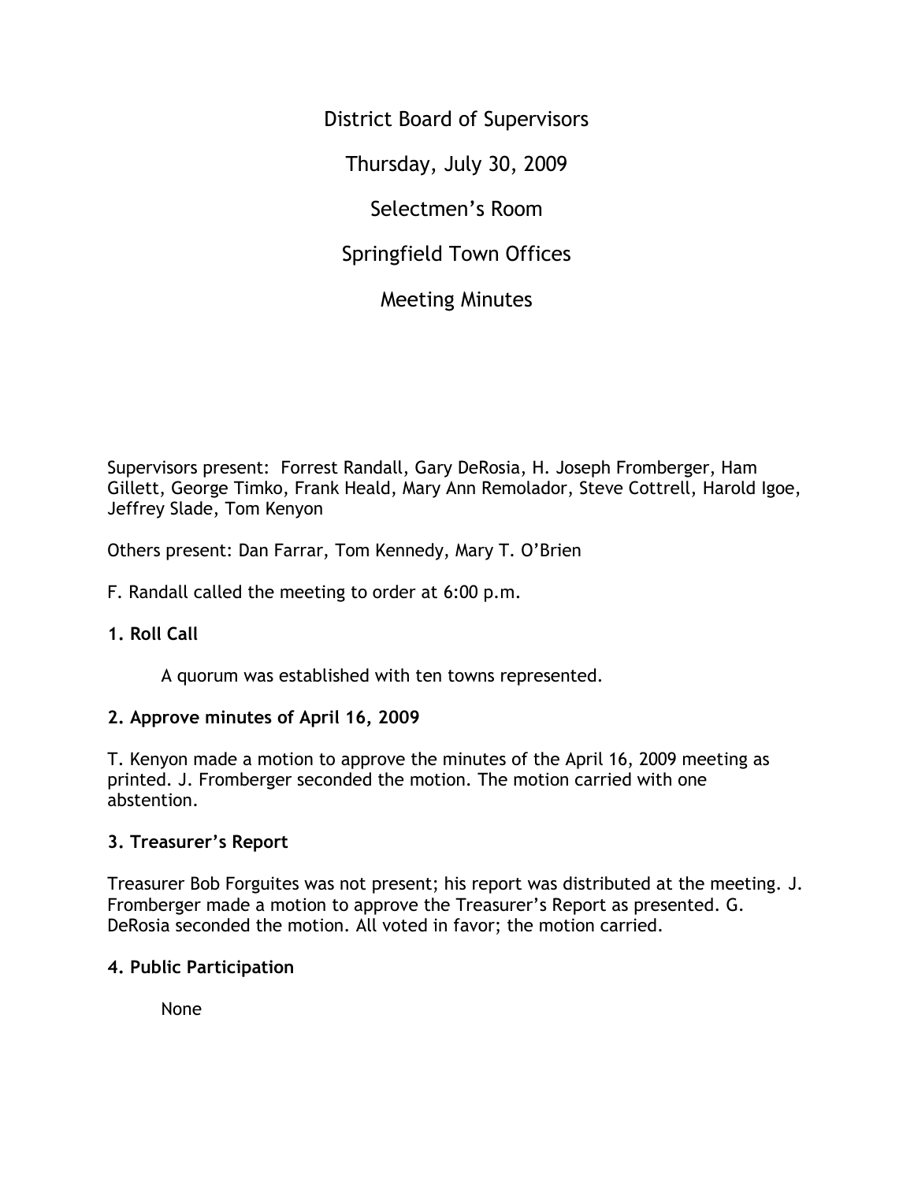# District Board of Supervisors

Thursday, July 30, 2009

Selectmen's Room

Springfield Town Offices

Meeting Minutes

Supervisors present: Forrest Randall, Gary DeRosia, H. Joseph Fromberger, Ham Gillett, George Timko, Frank Heald, Mary Ann Remolador, Steve Cottrell, Harold Igoe, Jeffrey Slade, Tom Kenyon

Others present: Dan Farrar, Tom Kennedy, Mary T. O'Brien

F. Randall called the meeting to order at 6:00 p.m.

**1. Roll Call**

A quorum was established with ten towns represented.

**2. Approve minutes of April 16, 2009**

T. Kenyon made a motion to approve the minutes of the April 16, 2009 meeting as printed. J. Fromberger seconded the motion. The motion carried with one abstention.

**3. Treasurer's Report**

Treasurer Bob Forguites was not present; his report was distributed at the meeting. J. Fromberger made a motion to approve the Treasurer's Report as presented. G. DeRosia seconded the motion. All voted in favor; the motion carried.

**4. Public Participation**

None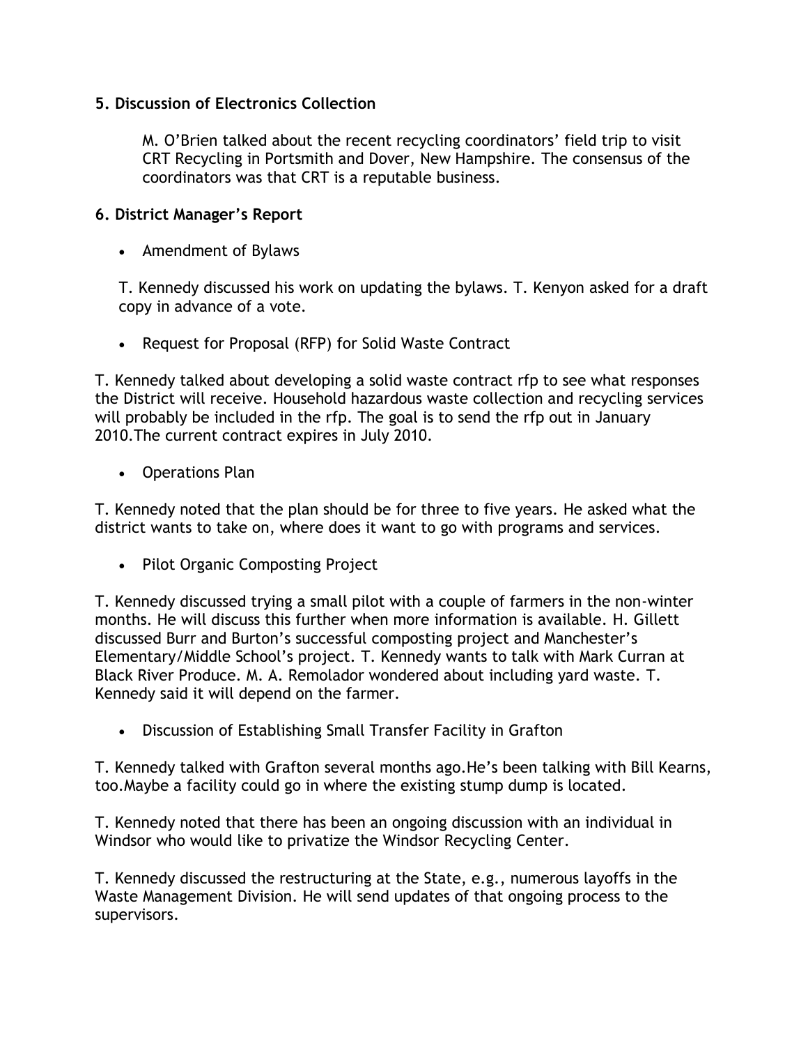**5. Discussion of Electronics Collection**

M. O'Brien talked about the recent recycling coordinators' field trip to visit CRT Recycling in Portsmith and Dover, New Hampshire. The consensus of the coordinators was that CRT is a reputable business.

**6. District Manager's Report**

- Amendment of Bylaws

T. Kennedy discussed his work on updating the bylaws. T. Kenyon asked for a draft copy in advance of a vote.

- Request for Proposal (RFP) for Solid Waste Contract

T. Kennedy talked about developing a solid waste contract rfp to see what responses the District will receive. Household hazardous waste collection and recycling services will probably be included in the rfp. The goal is to send the rfp out in January 2010.The current contract expires in July 2010.

- Operations Plan

T. Kennedy noted that the plan should be for three to five years. He asked what the district wants to take on, where does it want to go with programs and services.

- Pilot Organic Composting Project

T. Kennedy discussed trying a small pilot with a couple of farmers in the non-winter months. He will discuss this further when more information is available. H. Gillett discussed Burr and Burton's successful composting project and Manchester's Elementary/Middle School's project. T. Kennedy wants to talk with Mark Curran at Black River Produce. M. A. Remolador wondered about including yard waste. T. Kennedy said it will depend on the farmer.

- Discussion of Establishing Small Transfer Facility in Grafton

T. Kennedy talked with Grafton several months ago.He's been talking with Bill Kearns, too.Maybe a facility could go in where the existing stump dump is located.

T. Kennedy noted that there has been an ongoing discussion with an individual in Windsor who would like to privatize the Windsor Recycling Center.

T. Kennedy discussed the restructuring at the State, e.g., numerous layoffs in the Waste Management Division. He will send updates of that ongoing process to the supervisors.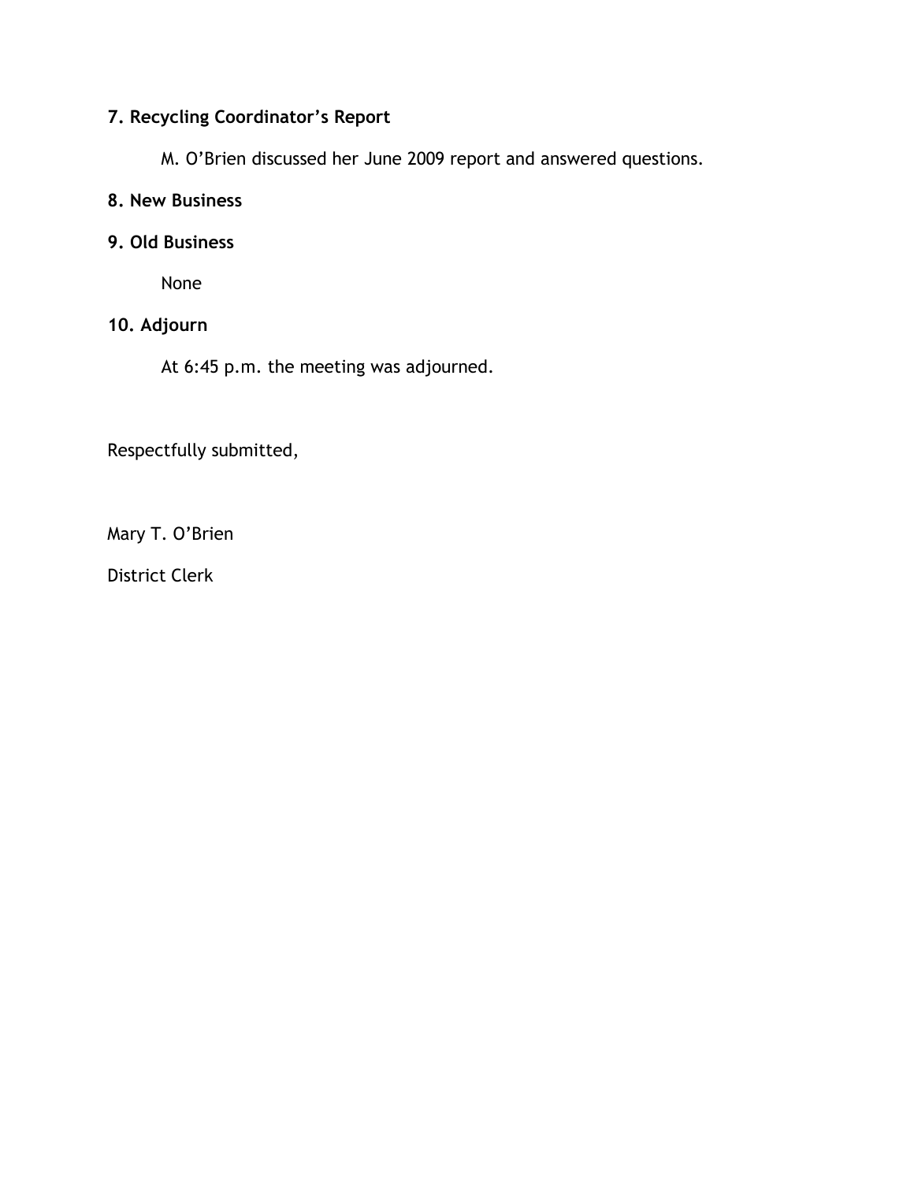**7. Recycling Coordinator's Report**

M. O'Brien discussed her June 2009 report and answered questions.

**8. New Business**

**9. Old Business**

None

**10. Adjourn**

At 6:45 p.m. the meeting was adjourned.

Respectfully submitted,

Mary T. O'Brien

District Clerk